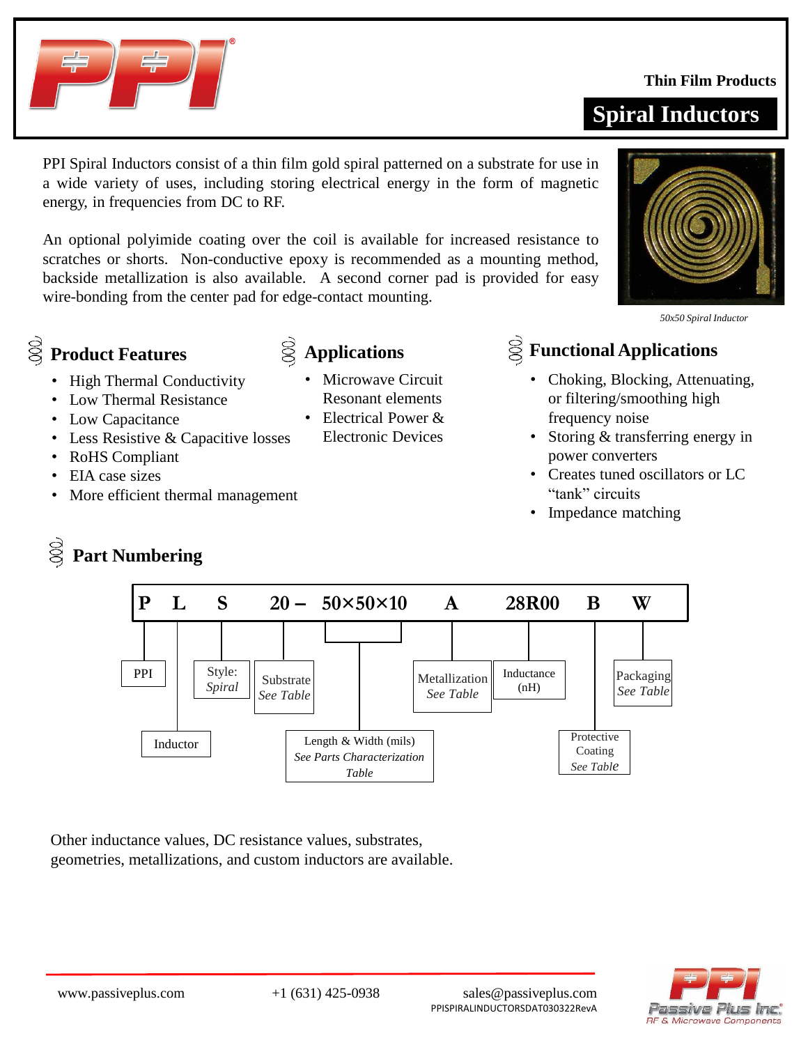Thin Film Products

# Spiral Inductors

PPI Spiral Inductors consist of a thin film gold spiral patterned on a substrate for use in a wide variety of uses, including storing electrical energy in the form of magnetic energy, in frequencies from DC to RF.

An optional polyimide coating over the coil is available for increased resistance to scratches or shorts. Non-conductive epoxy is recommended as a mounting method, backside metallization is also available. A second corner pad is provided for easy wire-bonding from the center pad for edge-contact mounting.

*50x50 Spiral Inductor*

## Product Features

- High Thermal Conductivity
- Low Thermal Resistance
- Low Capacitance
- Less Resistive & Capacitive losses
- RoHS Compliant
- EIA case sizes
- More efficient thermal management

## Applications

- Microwave Circuit Resonant elements
- Electrical Power & Electronic Devices

## Functional Applications

- Choking, Blocking, Attenuating, or filtering/smoothing high frequency noise
- Storing & transferring energy in power converters
- Creates tuned oscillators or LC "tank" circuits
- Impedance matching

## Part Numbering

**P L S 20 – 50×50×10 A 28R00 B W**

| Code | Description |
|---|---|
| P | PPI |
| L | Inductor |
| S | Style: *Spiral* |
| 20 | Substrate *See Table* |
| 50×50×10 | Length & Width (mils) *See Parts Characterization Table* |
| A | Metallization *See Table* |
| 28R00 | Inductance (nH) |
| B | Protective Coating *See Table* |
| W | Packaging *See Table* |

Other inductance values, DC resistance values, substrates, geometries, metallizations, and custom inductors are available.

www.passiveplus.com +1 (631) 425-0938 sales@passiveplus.com

PPISPIRALINDUCTORSDAT030322RevA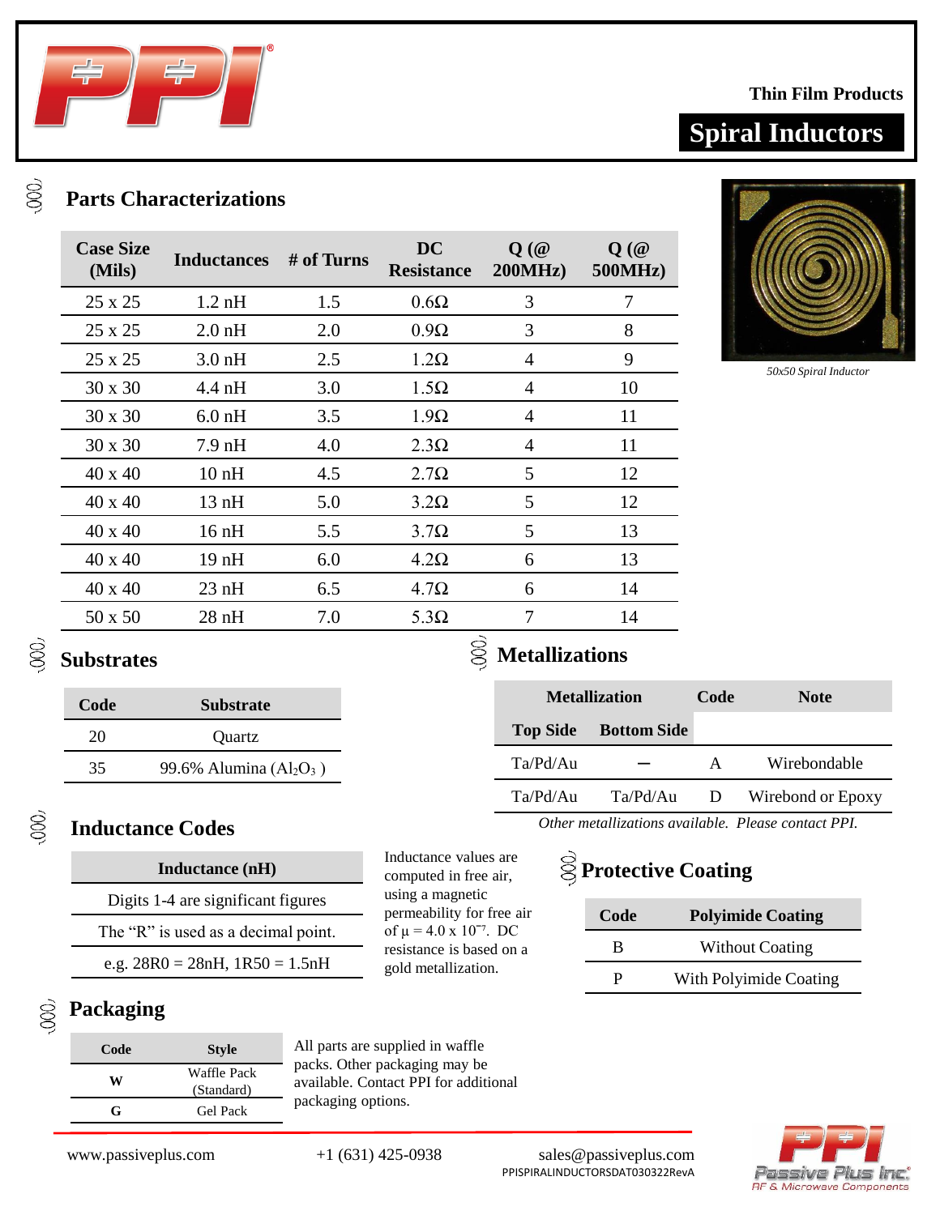Thin Film Products

# Spiral Inductors

## Parts Characterizations

| Case Size (Mils) | Inductances | # of Turns | DC Resistance | Q (@ 200MHz) | Q (@ 500MHz) |
|---|---|---|---|---|---|
| 25 x 25 | 1.2 nH | 1.5 | 0.6Ω | 3 | 7 |
| 25 x 25 | 2.0 nH | 2.0 | 0.9Ω | 3 | 8 |
| 25 x 25 | 3.0 nH | 2.5 | 1.2Ω | 4 | 9 |
| 30 x 30 | 4.4 nH | 3.0 | 1.5Ω | 4 | 10 |
| 30 x 30 | 6.0 nH | 3.5 | 1.9Ω | 4 | 11 |
| 30 x 30 | 7.9 nH | 4.0 | 2.3Ω | 4 | 11 |
| 40 x 40 | 10 nH | 4.5 | 2.7Ω | 5 | 12 |
| 40 x 40 | 13 nH | 5.0 | 3.2Ω | 5 | 12 |
| 40 x 40 | 16 nH | 5.5 | 3.7Ω | 5 | 13 |
| 40 x 40 | 19 nH | 6.0 | 4.2Ω | 6 | 13 |
| 40 x 40 | 23 nH | 6.5 | 4.7Ω | 6 | 14 |
| 50 x 50 | 28 nH | 7.0 | 5.3Ω | 7 | 14 |

*50x50 Spiral Inductor*

## Substrates

| Code | Substrate |
|---|---|
| 20 | Quartz |
| 35 | 99.6% Alumina ($Al_2O_3$) |

## Metallizations

| Metallization | | Code | Note |
|---|---|---|---|
| Top Side | Bottom Side | | |
| Ta/Pd/Au | — | A | Wirebondable |
| Ta/Pd/Au | Ta/Pd/Au | D | Wirebond or Epoxy |

*Other metallizations available. Please contact PPI.*

## Inductance Codes

| Inductance (nH) |
|---|
| Digits 1-4 are significant figures |
| The “R” is used as a decimal point. |
| e.g. 28R0 = 28nH, 1R50 = 1.5nH |

Inductance values are computed in free air, using a magnetic permeability for free air of $\mu = 4.0 \times 10^{-7}$. DC resistance is based on a gold metallization.

## Protective Coating

| Code | Polyimide Coating |
|---|---|
| B | Without Coating |
| P | With Polyimide Coating |

## Packaging

| Code | Style |
|---|---|
| W | Waffle Pack (Standard) |
| G | Gel Pack |

All parts are supplied in waffle packs. Other packaging may be available. Contact PPI for additional packaging options.

www.passiveplus.com | +1 (631) 425-0938 | sales@passiveplus.com

PPISPIRALINDUCTORSDAT030322RevA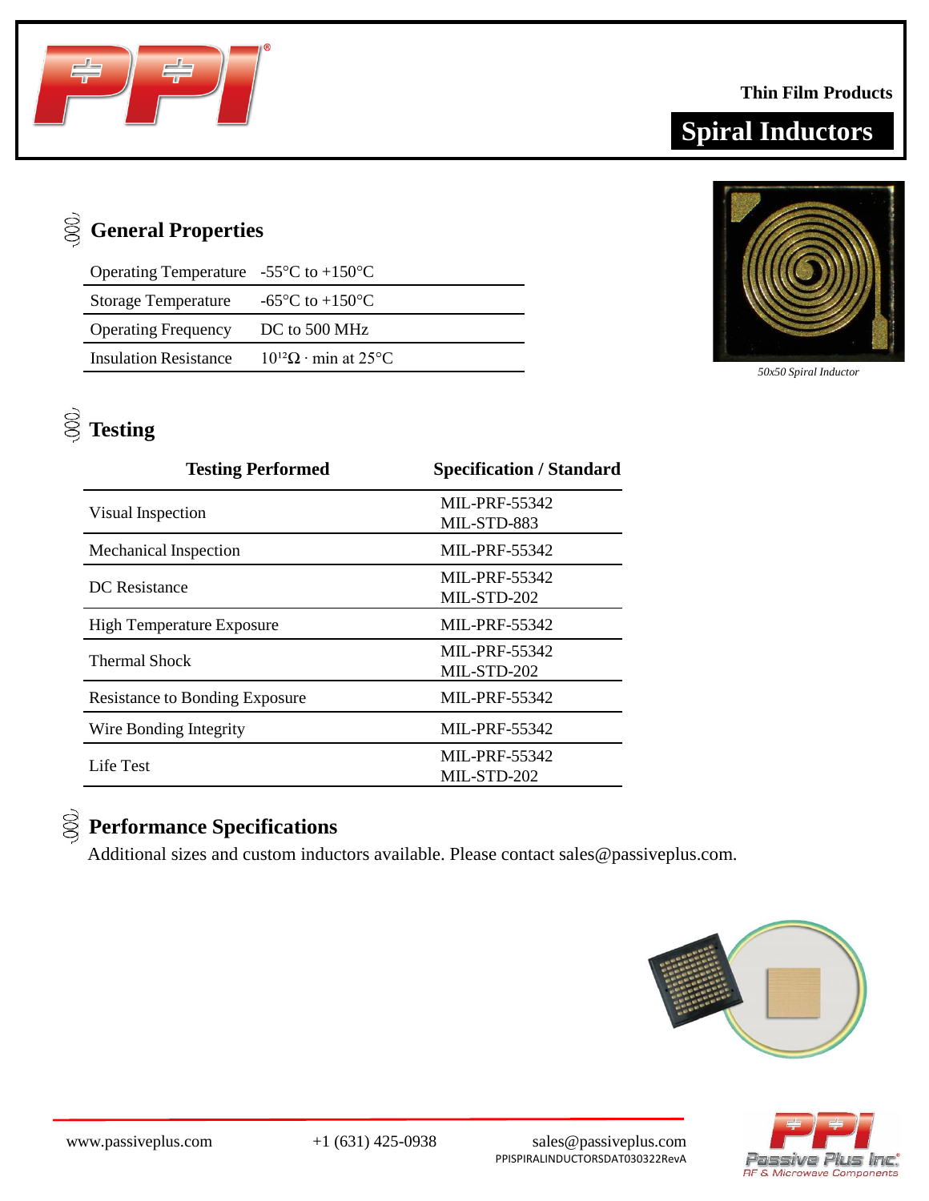Thin Film Products

# Spiral Inductors

## General Properties

| | |
|---|---|
| Operating Temperature | -55°C to +150°C |
| Storage Temperature | -65°C to +150°C |
| Operating Frequency | DC to 500 MHz |
| Insulation Resistance | $10^{12}\Omega \cdot$ min at 25°C |

*50x50 Spiral Inductor*

## Testing

| Testing Performed | Specification / Standard |
|---|---|
| Visual Inspection | MIL-PRF-55342<br>MIL-STD-883 |
| Mechanical Inspection | MIL-PRF-55342 |
| DC Resistance | MIL-PRF-55342<br>MIL-STD-202 |
| High Temperature Exposure | MIL-PRF-55342 |
| Thermal Shock | MIL-PRF-55342<br>MIL-STD-202 |
| Resistance to Bonding Exposure | MIL-PRF-55342 |
| Wire Bonding Integrity | MIL-PRF-55342 |
| Life Test | MIL-PRF-55342<br>MIL-STD-202 |

## Performance Specifications

Additional sizes and custom inductors available. Please contact sales@passiveplus.com.

www.passiveplus.com +1 (631) 425-0938 sales@passiveplus.com

PPISPIRALINDUCTORSDAT030322RevA